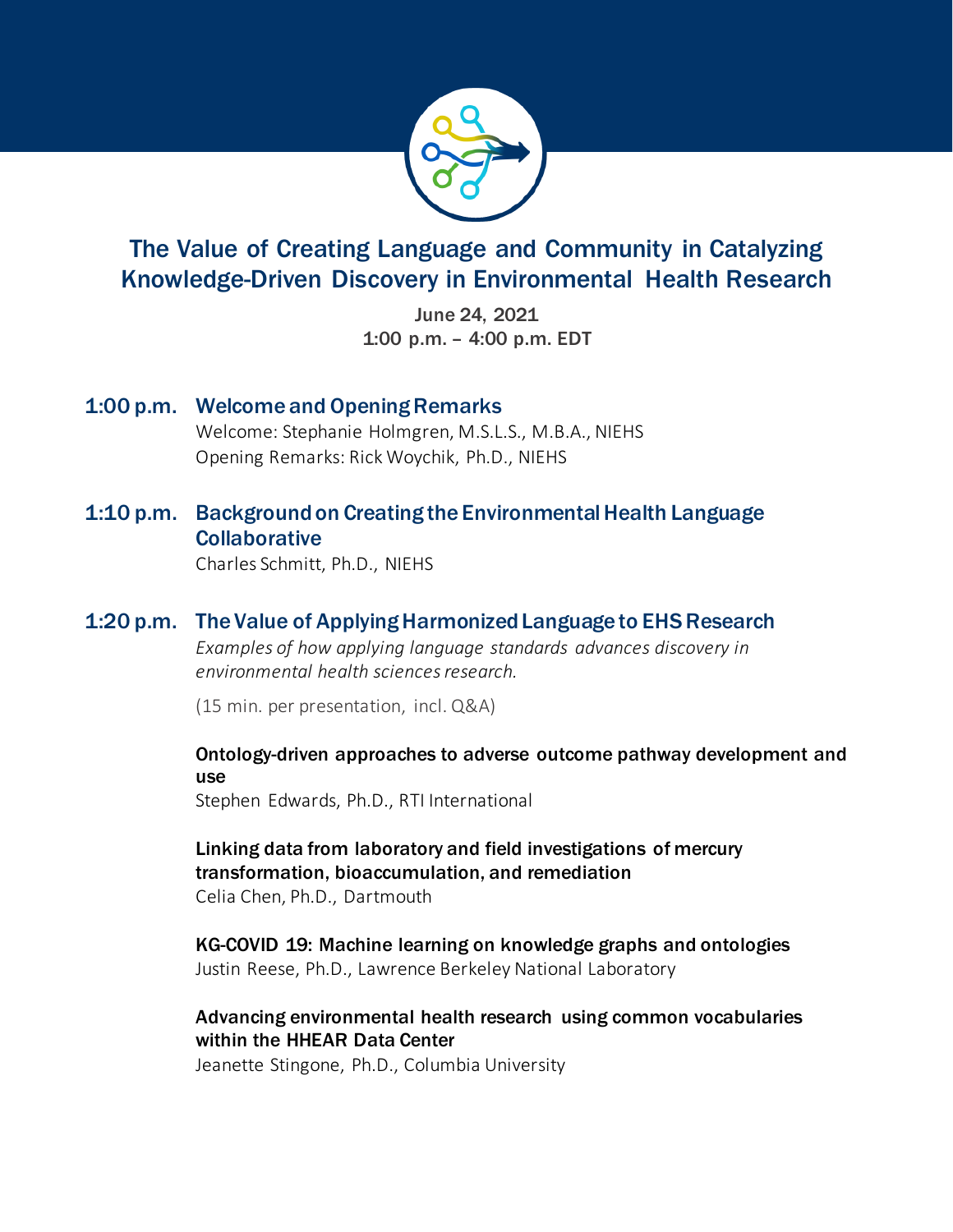# The Value of Creating Language and Community in Catalyzing Knowledge-Driven Discovery in Environmental Health Research

June 24, 2021
1:00 p.m. – 4:00 p.m. EDT

## 1:00 p.m. Welcome and Opening Remarks

Welcome: Stephanie Holmgren, M.S.L.S., M.B.A., NIEHS
Opening Remarks: Rick Woychik, Ph.D., NIEHS

## 1:10 p.m. Background on Creating the Environmental Health Language Collaborative

Charles Schmitt, Ph.D., NIEHS

## 1:20 p.m. The Value of Applying Harmonized Language to EHS Research

*Examples of how applying language standards advances discovery in environmental health sciences research.*

(15 min. per presentation, incl. Q&A)

**Ontology-driven approaches to adverse outcome pathway development and use**
Stephen Edwards, Ph.D., RTI International

**Linking data from laboratory and field investigations of mercury transformation, bioaccumulation, and remediation**
Celia Chen, Ph.D., Dartmouth

**KG-COVID 19: Machine learning on knowledge graphs and ontologies**
Justin Reese, Ph.D., Lawrence Berkeley National Laboratory

**Advancing environmental health research using common vocabularies within the HHEAR Data Center**
Jeanette Stingone, Ph.D., Columbia University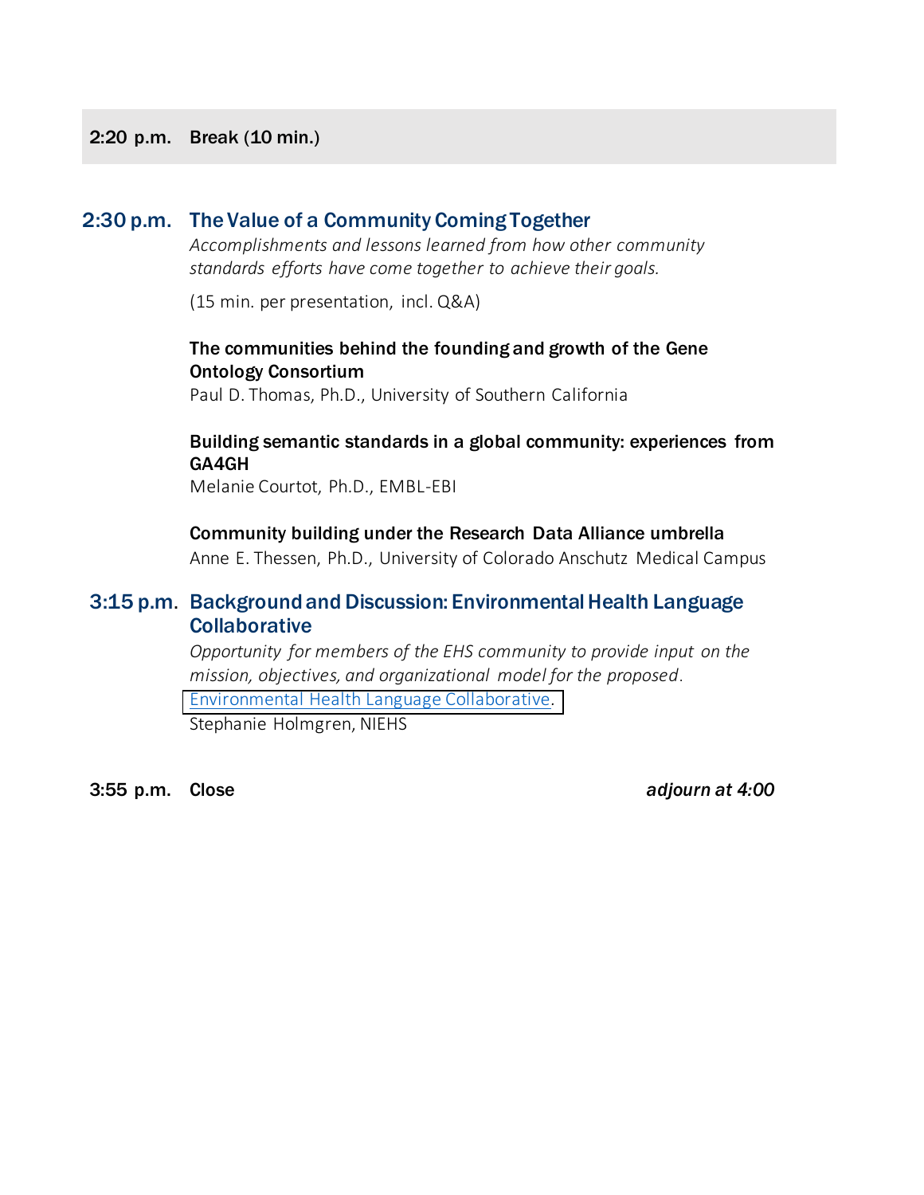**2:20 p.m.** **Break (10 min.)**

## 2:30 p.m. The Value of a Community Coming Together

*Accomplishments and lessons learned from how other community standards efforts have come together to achieve their goals.*

(15 min. per presentation, incl. Q&A)

**The communities behind the founding and growth of the Gene Ontology Consortium**
Paul D. Thomas, Ph.D., University of Southern California

**Building semantic standards in a global community: experiences from GA4GH**
Melanie Courtot, Ph.D., EMBL-EBI

**Community building under the Research Data Alliance umbrella**
Anne E. Thessen, Ph.D., University of Colorado Anschutz Medical Campus

## 3:15 p.m. Background and Discussion: Environmental Health Language Collaborative

*Opportunity for members of the EHS community to provide input on the mission, objectives, and organizational model for the proposed*.
Environmental Health Language Collaborative.
Stephanie Holmgren, NIEHS

**3:55 p.m.** **Close** *adjourn at 4:00*